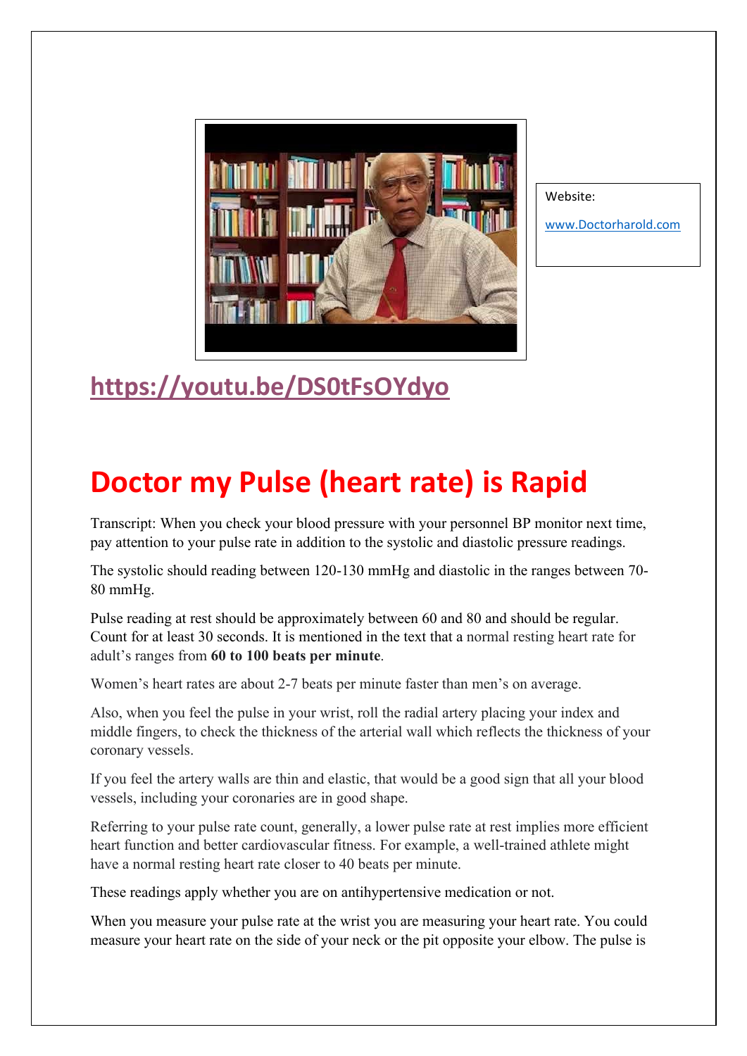Website:

www.Doctorharold.com

https://youtu.be/DS0tFsOYdyo

# Doctor my Pulse (heart rate) is Rapid

Transcript: When you check your blood pressure with your personnel BP monitor next time, pay attention to your pulse rate in addition to the systolic and diastolic pressure readings.

The systolic should reading between 120-130 mmHg and diastolic in the ranges between 70-80 mmHg.

Pulse reading at rest should be approximately between 60 and 80 and should be regular. Count for at least 30 seconds. It is mentioned in the text that a normal resting heart rate for adult's ranges from **60 to 100 beats per minute**.

Women's heart rates are about 2-7 beats per minute faster than men's on average.

Also, when you feel the pulse in your wrist, roll the radial artery placing your index and middle fingers, to check the thickness of the arterial wall which reflects the thickness of your coronary vessels.

If you feel the artery walls are thin and elastic, that would be a good sign that all your blood vessels, including your coronaries are in good shape.

Referring to your pulse rate count, generally, a lower pulse rate at rest implies more efficient heart function and better cardiovascular fitness. For example, a well-trained athlete might have a normal resting heart rate closer to 40 beats per minute.

These readings apply whether you are on antihypertensive medication or not.

When you measure your pulse rate at the wrist you are measuring your heart rate. You could measure your heart rate on the side of your neck or the pit opposite your elbow. The pulse is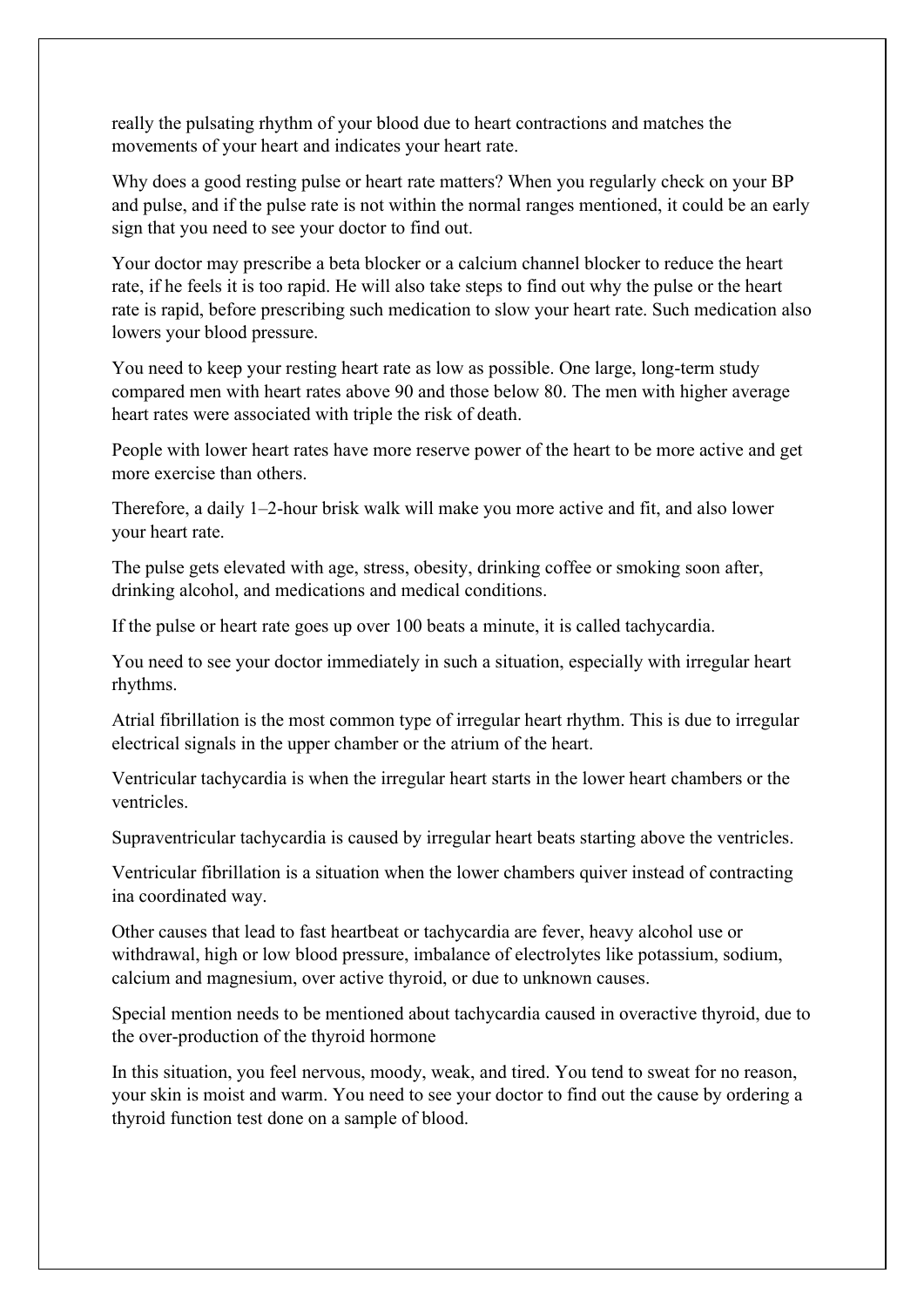really the pulsating rhythm of your blood due to heart contractions and matches the movements of your heart and indicates your heart rate.

Why does a good resting pulse or heart rate matters? When you regularly check on your BP and pulse, and if the pulse rate is not within the normal ranges mentioned, it could be an early sign that you need to see your doctor to find out.

Your doctor may prescribe a beta blocker or a calcium channel blocker to reduce the heart rate, if he feels it is too rapid. He will also take steps to find out why the pulse or the heart rate is rapid, before prescribing such medication to slow your heart rate. Such medication also lowers your blood pressure.

You need to keep your resting heart rate as low as possible. One large, long-term study compared men with heart rates above 90 and those below 80. The men with higher average heart rates were associated with triple the risk of death.

People with lower heart rates have more reserve power of the heart to be more active and get more exercise than others.

Therefore, a daily 1–2-hour brisk walk will make you more active and fit, and also lower your heart rate.

The pulse gets elevated with age, stress, obesity, drinking coffee or smoking soon after, drinking alcohol, and medications and medical conditions.

If the pulse or heart rate goes up over 100 beats a minute, it is called tachycardia.

You need to see your doctor immediately in such a situation, especially with irregular heart rhythms.

Atrial fibrillation is the most common type of irregular heart rhythm. This is due to irregular electrical signals in the upper chamber or the atrium of the heart.

Ventricular tachycardia is when the irregular heart starts in the lower heart chambers or the ventricles.

Supraventricular tachycardia is caused by irregular heart beats starting above the ventricles.

Ventricular fibrillation is a situation when the lower chambers quiver instead of contracting ina coordinated way.

Other causes that lead to fast heartbeat or tachycardia are fever, heavy alcohol use or withdrawal, high or low blood pressure, imbalance of electrolytes like potassium, sodium, calcium and magnesium, over active thyroid, or due to unknown causes.

Special mention needs to be mentioned about tachycardia caused in overactive thyroid, due to the over-production of the thyroid hormone

In this situation, you feel nervous, moody, weak, and tired. You tend to sweat for no reason, your skin is moist and warm. You need to see your doctor to find out the cause by ordering a thyroid function test done on a sample of blood.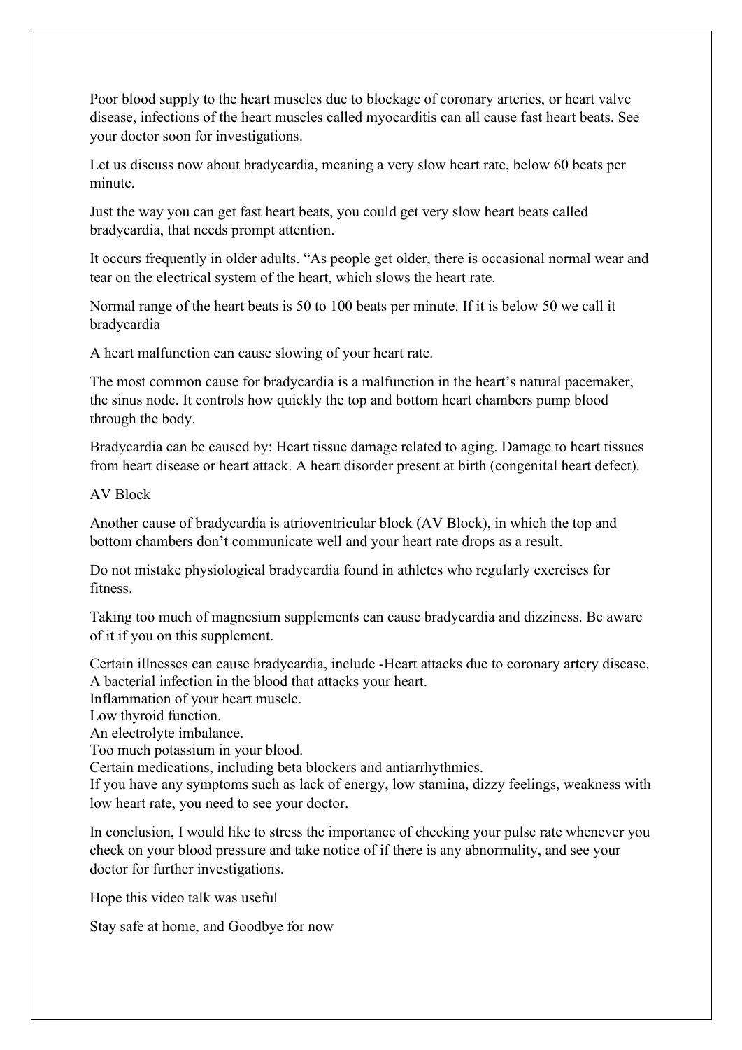Poor blood supply to the heart muscles due to blockage of coronary arteries, or heart valve disease, infections of the heart muscles called myocarditis can all cause fast heart beats. See your doctor soon for investigations.

Let us discuss now about bradycardia, meaning a very slow heart rate, below 60 beats per minute.

Just the way you can get fast heart beats, you could get very slow heart beats called bradycardia, that needs prompt attention.

It occurs frequently in older adults. “As people get older, there is occasional normal wear and tear on the electrical system of the heart, which slows the heart rate.

Normal range of the heart beats is 50 to 100 beats per minute. If it is below 50 we call it bradycardia

A heart malfunction can cause slowing of your heart rate.

The most common cause for bradycardia is a malfunction in the heart’s natural pacemaker, the sinus node. It controls how quickly the top and bottom heart chambers pump blood through the body.

Bradycardia can be caused by: Heart tissue damage related to aging. Damage to heart tissues from heart disease or heart attack. A heart disorder present at birth (congenital heart defect).

AV Block

Another cause of bradycardia is atrioventricular block (AV Block), in which the top and bottom chambers don’t communicate well and your heart rate drops as a result.

Do not mistake physiological bradycardia found in athletes who regularly exercises for fitness.

Taking too much of magnesium supplements can cause bradycardia and dizziness. Be aware of it if you on this supplement.

Certain illnesses can cause bradycardia, include -Heart attacks due to coronary artery disease.
A bacterial infection in the blood that attacks your heart.
Inflammation of your heart muscle.
Low thyroid function.
An electrolyte imbalance.
Too much potassium in your blood.
Certain medications, including beta blockers and antiarrhythmics.
If you have any symptoms such as lack of energy, low stamina, dizzy feelings, weakness with low heart rate, you need to see your doctor.

In conclusion, I would like to stress the importance of checking your pulse rate whenever you check on your blood pressure and take notice of if there is any abnormality, and see your doctor for further investigations.

Hope this video talk was useful

Stay safe at home, and Goodbye for now